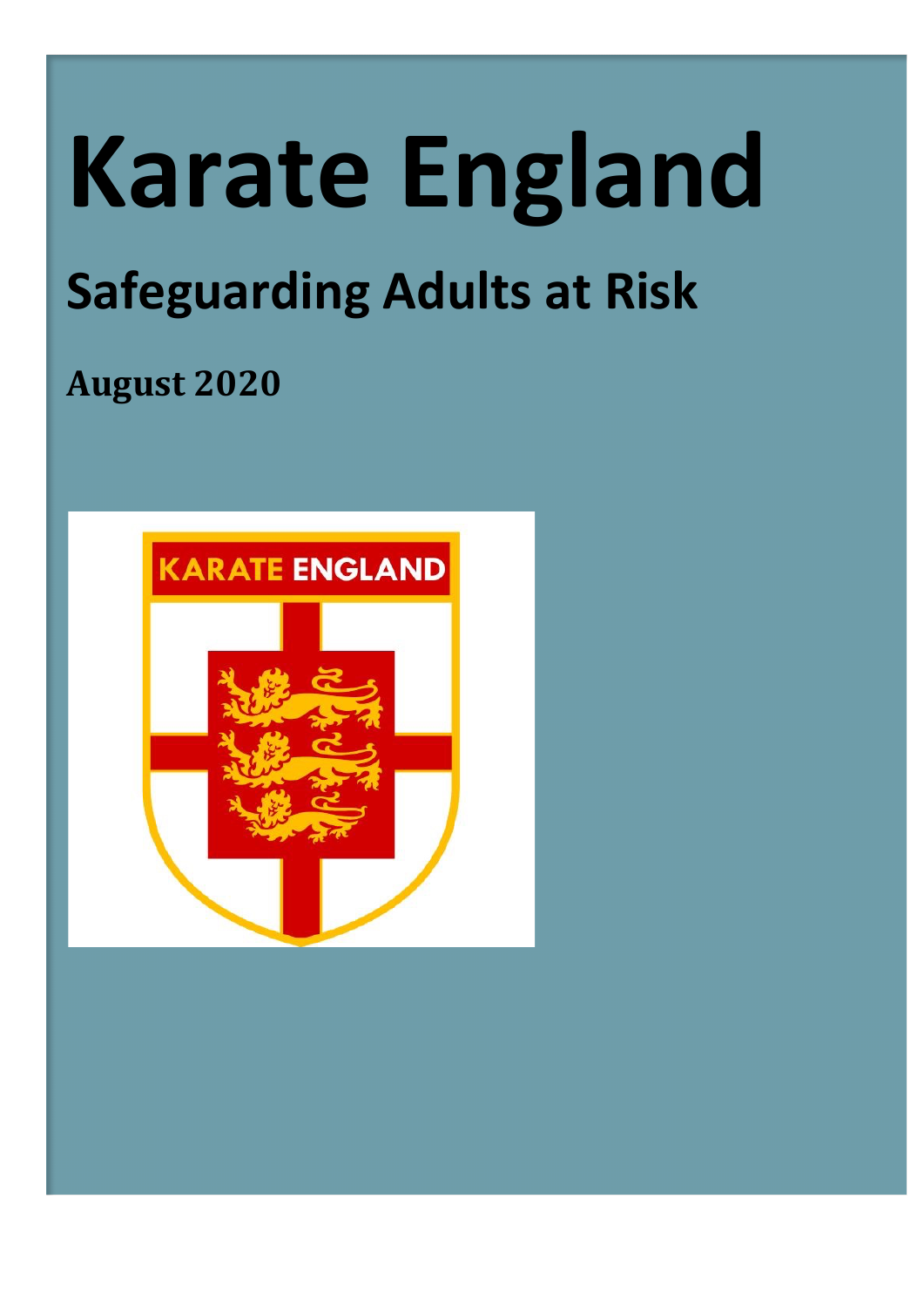# Karate England

## Safeguarding Adults at Risk

**August 2020**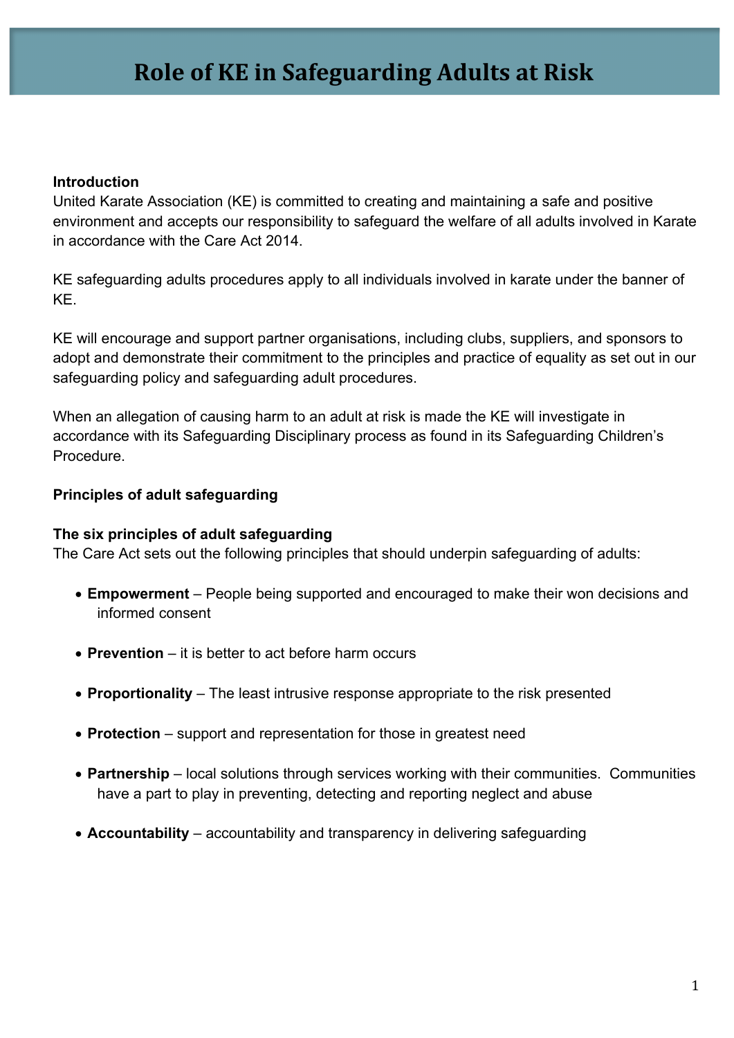# Role of KE in Safeguarding Adults at Risk

**Introduction**

United Karate Association (KE) is committed to creating and maintaining a safe and positive environment and accepts our responsibility to safeguard the welfare of all adults involved in Karate in accordance with the Care Act 2014.

KE safeguarding adults procedures apply to all individuals involved in karate under the banner of KE.

KE will encourage and support partner organisations, including clubs, suppliers, and sponsors to adopt and demonstrate their commitment to the principles and practice of equality as set out in our safeguarding policy and safeguarding adult procedures.

When an allegation of causing harm to an adult at risk is made the KE will investigate in accordance with its Safeguarding Disciplinary process as found in its Safeguarding Children's Procedure.

**Principles of adult safeguarding**

**The six principles of adult safeguarding**

The Care Act sets out the following principles that should underpin safeguarding of adults:

- **Empowerment** – People being supported and encouraged to make their won decisions and informed consent
- **Prevention** – it is better to act before harm occurs
- **Proportionality** – The least intrusive response appropriate to the risk presented
- **Protection** – support and representation for those in greatest need
- **Partnership** – local solutions through services working with their communities. Communities have a part to play in preventing, detecting and reporting neglect and abuse
- **Accountability** – accountability and transparency in delivering safeguarding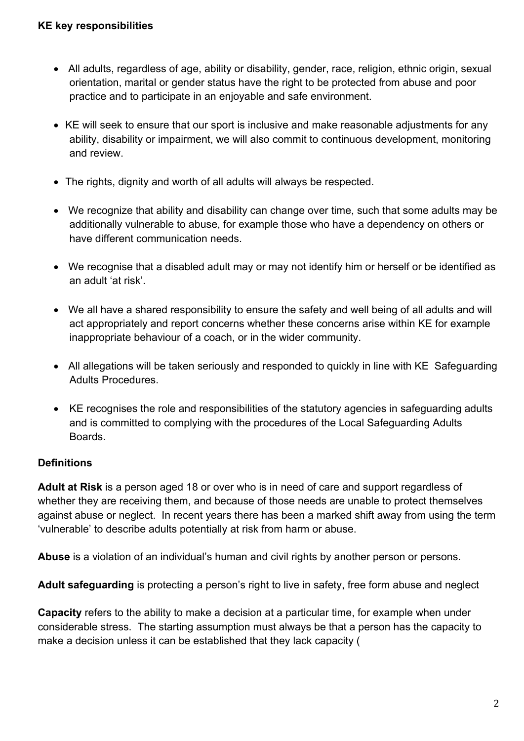**KE key responsibilities**

- All adults, regardless of age, ability or disability, gender, race, religion, ethnic origin, sexual orientation, marital or gender status have the right to be protected from abuse and poor practice and to participate in an enjoyable and safe environment.
- KE will seek to ensure that our sport is inclusive and make reasonable adjustments for any ability, disability or impairment, we will also commit to continuous development, monitoring and review.
- The rights, dignity and worth of all adults will always be respected.
- We recognize that ability and disability can change over time, such that some adults may be additionally vulnerable to abuse, for example those who have a dependency on others or have different communication needs.
- We recognise that a disabled adult may or may not identify him or herself or be identified as an adult 'at risk'.
- We all have a shared responsibility to ensure the safety and well being of all adults and will act appropriately and report concerns whether these concerns arise within KE for example inappropriate behaviour of a coach, or in the wider community.
- All allegations will be taken seriously and responded to quickly in line with KE Safeguarding Adults Procedures.
- KE recognises the role and responsibilities of the statutory agencies in safeguarding adults and is committed to complying with the procedures of the Local Safeguarding Adults Boards.

**Definitions**

**Adult at Risk** is a person aged 18 or over who is in need of care and support regardless of whether they are receiving them, and because of those needs are unable to protect themselves against abuse or neglect. In recent years there has been a marked shift away from using the term 'vulnerable' to describe adults potentially at risk from harm or abuse.

**Abuse** is a violation of an individual's human and civil rights by another person or persons.

**Adult safeguarding** is protecting a person's right to live in safety, free form abuse and neglect

**Capacity** refers to the ability to make a decision at a particular time, for example when under considerable stress. The starting assumption must always be that a person has the capacity to make a decision unless it can be established that they lack capacity (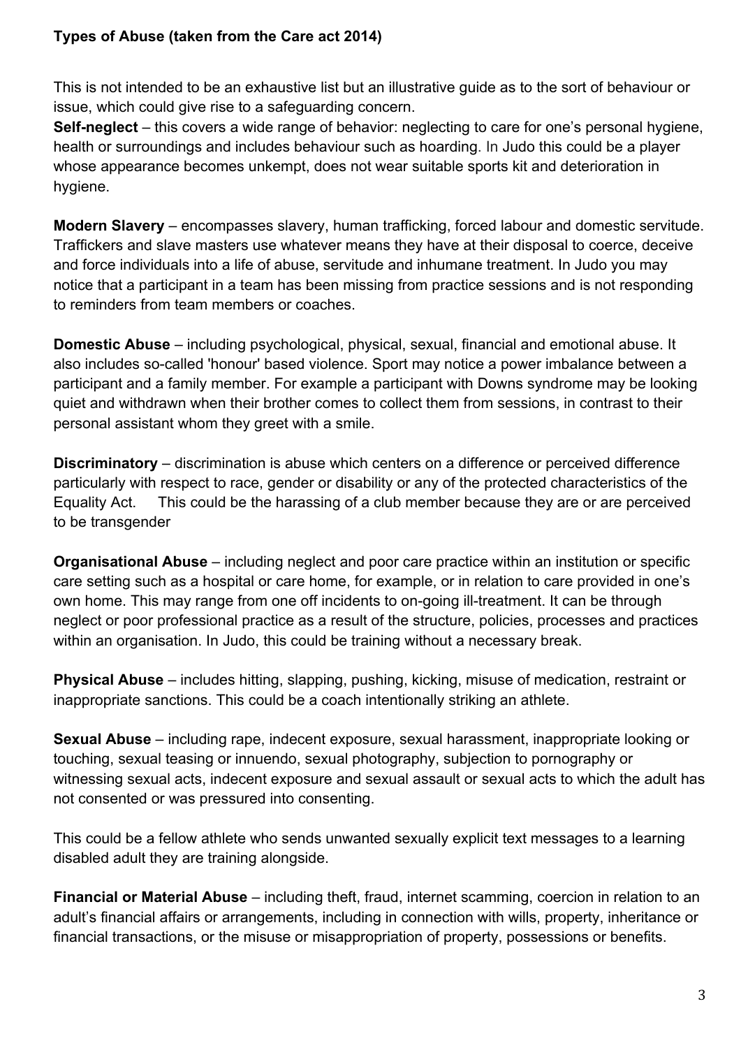**Types of Abuse (taken from the Care act 2014)**

This is not intended to be an exhaustive list but an illustrative guide as to the sort of behaviour or issue, which could give rise to a safeguarding concern.

**Self-neglect** – this covers a wide range of behavior: neglecting to care for one's personal hygiene, health or surroundings and includes behaviour such as hoarding. In Judo this could be a player whose appearance becomes unkempt, does not wear suitable sports kit and deterioration in hygiene.

**Modern Slavery** – encompasses slavery, human trafficking, forced labour and domestic servitude. Traffickers and slave masters use whatever means they have at their disposal to coerce, deceive and force individuals into a life of abuse, servitude and inhumane treatment. In Judo you may notice that a participant in a team has been missing from practice sessions and is not responding to reminders from team members or coaches.

**Domestic Abuse** – including psychological, physical, sexual, financial and emotional abuse. It also includes so-called 'honour' based violence. Sport may notice a power imbalance between a participant and a family member. For example a participant with Downs syndrome may be looking quiet and withdrawn when their brother comes to collect them from sessions, in contrast to their personal assistant whom they greet with a smile.

**Discriminatory** – discrimination is abuse which centers on a difference or perceived difference particularly with respect to race, gender or disability or any of the protected characteristics of the Equality Act. This could be the harassing of a club member because they are or are perceived to be transgender

**Organisational Abuse** – including neglect and poor care practice within an institution or specific care setting such as a hospital or care home, for example, or in relation to care provided in one's own home. This may range from one off incidents to on-going ill-treatment. It can be through neglect or poor professional practice as a result of the structure, policies, processes and practices within an organisation. In Judo, this could be training without a necessary break.

**Physical Abuse** – includes hitting, slapping, pushing, kicking, misuse of medication, restraint or inappropriate sanctions. This could be a coach intentionally striking an athlete.

**Sexual Abuse** – including rape, indecent exposure, sexual harassment, inappropriate looking or touching, sexual teasing or innuendo, sexual photography, subjection to pornography or witnessing sexual acts, indecent exposure and sexual assault or sexual acts to which the adult has not consented or was pressured into consenting.

This could be a fellow athlete who sends unwanted sexually explicit text messages to a learning disabled adult they are training alongside.

**Financial or Material Abuse** – including theft, fraud, internet scamming, coercion in relation to an adult's financial affairs or arrangements, including in connection with wills, property, inheritance or financial transactions, or the misuse or misappropriation of property, possessions or benefits.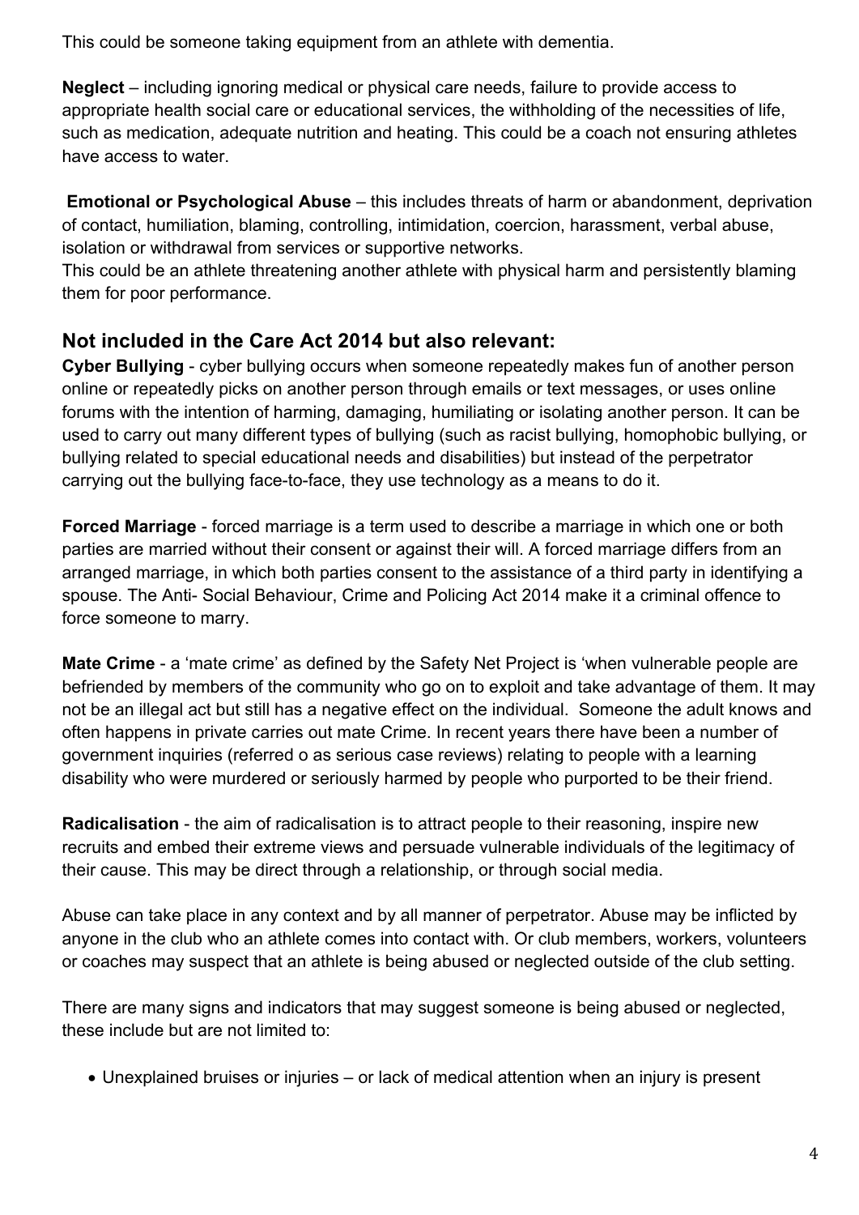This could be someone taking equipment from an athlete with dementia.

**Neglect** – including ignoring medical or physical care needs, failure to provide access to appropriate health social care or educational services, the withholding of the necessities of life, such as medication, adequate nutrition and heating. This could be a coach not ensuring athletes have access to water.

**Emotional or Psychological Abuse** – this includes threats of harm or abandonment, deprivation of contact, humiliation, blaming, controlling, intimidation, coercion, harassment, verbal abuse, isolation or withdrawal from services or supportive networks.
This could be an athlete threatening another athlete with physical harm and persistently blaming them for poor performance.

## Not included in the Care Act 2014 but also relevant:

**Cyber Bullying** - cyber bullying occurs when someone repeatedly makes fun of another person online or repeatedly picks on another person through emails or text messages, or uses online forums with the intention of harming, damaging, humiliating or isolating another person. It can be used to carry out many different types of bullying (such as racist bullying, homophobic bullying, or bullying related to special educational needs and disabilities) but instead of the perpetrator carrying out the bullying face-to-face, they use technology as a means to do it.

**Forced Marriage** - forced marriage is a term used to describe a marriage in which one or both parties are married without their consent or against their will. A forced marriage differs from an arranged marriage, in which both parties consent to the assistance of a third party in identifying a spouse. The Anti- Social Behaviour, Crime and Policing Act 2014 make it a criminal offence to force someone to marry.

**Mate Crime** - a 'mate crime' as defined by the Safety Net Project is 'when vulnerable people are befriended by members of the community who go on to exploit and take advantage of them. It may not be an illegal act but still has a negative effect on the individual. Someone the adult knows and often happens in private carries out mate Crime. In recent years there have been a number of government inquiries (referred o as serious case reviews) relating to people with a learning disability who were murdered or seriously harmed by people who purported to be their friend.

**Radicalisation** - the aim of radicalisation is to attract people to their reasoning, inspire new recruits and embed their extreme views and persuade vulnerable individuals of the legitimacy of their cause. This may be direct through a relationship, or through social media.

Abuse can take place in any context and by all manner of perpetrator. Abuse may be inflicted by anyone in the club who an athlete comes into contact with. Or club members, workers, volunteers or coaches may suspect that an athlete is being abused or neglected outside of the club setting.

There are many signs and indicators that may suggest someone is being abused or neglected, these include but are not limited to:

- Unexplained bruises or injuries – or lack of medical attention when an injury is present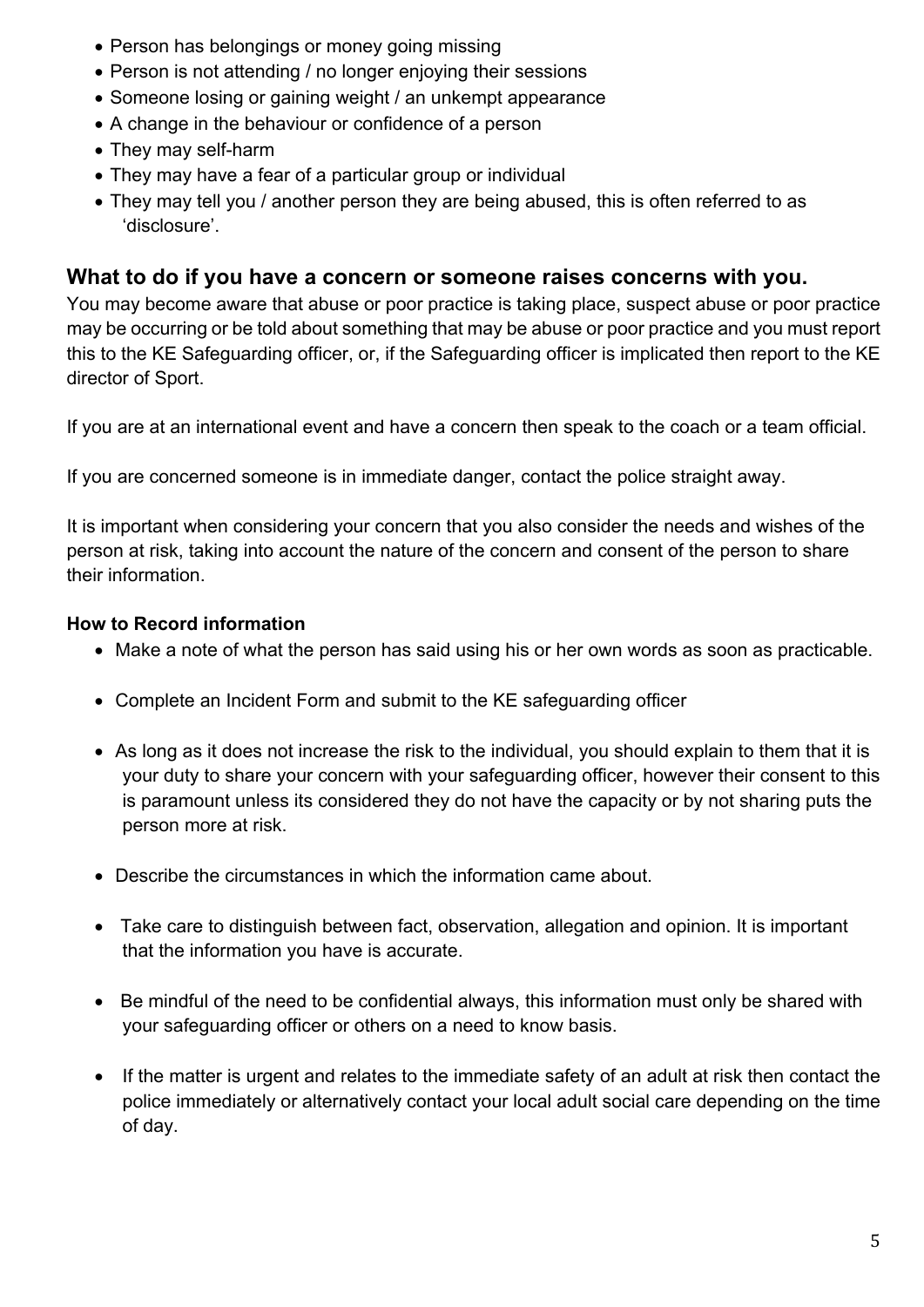- Person has belongings or money going missing
- Person is not attending / no longer enjoying their sessions
- Someone losing or gaining weight / an unkempt appearance
- A change in the behaviour or confidence of a person
- They may self-harm
- They may have a fear of a particular group or individual
- They may tell you / another person they are being abused, this is often referred to as 'disclosure'.

## What to do if you have a concern or someone raises concerns with you.

You may become aware that abuse or poor practice is taking place, suspect abuse or poor practice may be occurring or be told about something that may be abuse or poor practice and you must report this to the KE Safeguarding officer, or, if the Safeguarding officer is implicated then report to the KE director of Sport.

If you are at an international event and have a concern then speak to the coach or a team official.

If you are concerned someone is in immediate danger, contact the police straight away.

It is important when considering your concern that you also consider the needs and wishes of the person at risk, taking into account the nature of the concern and consent of the person to share their information.

**How to Record information**

- Make a note of what the person has said using his or her own words as soon as practicable.
- Complete an Incident Form and submit to the KE safeguarding officer
- As long as it does not increase the risk to the individual, you should explain to them that it is your duty to share your concern with your safeguarding officer, however their consent to this is paramount unless its considered they do not have the capacity or by not sharing puts the person more at risk.
- Describe the circumstances in which the information came about.
- Take care to distinguish between fact, observation, allegation and opinion. It is important that the information you have is accurate.
- Be mindful of the need to be confidential always, this information must only be shared with your safeguarding officer or others on a need to know basis.
- If the matter is urgent and relates to the immediate safety of an adult at risk then contact the police immediately or alternatively contact your local adult social care depending on the time of day.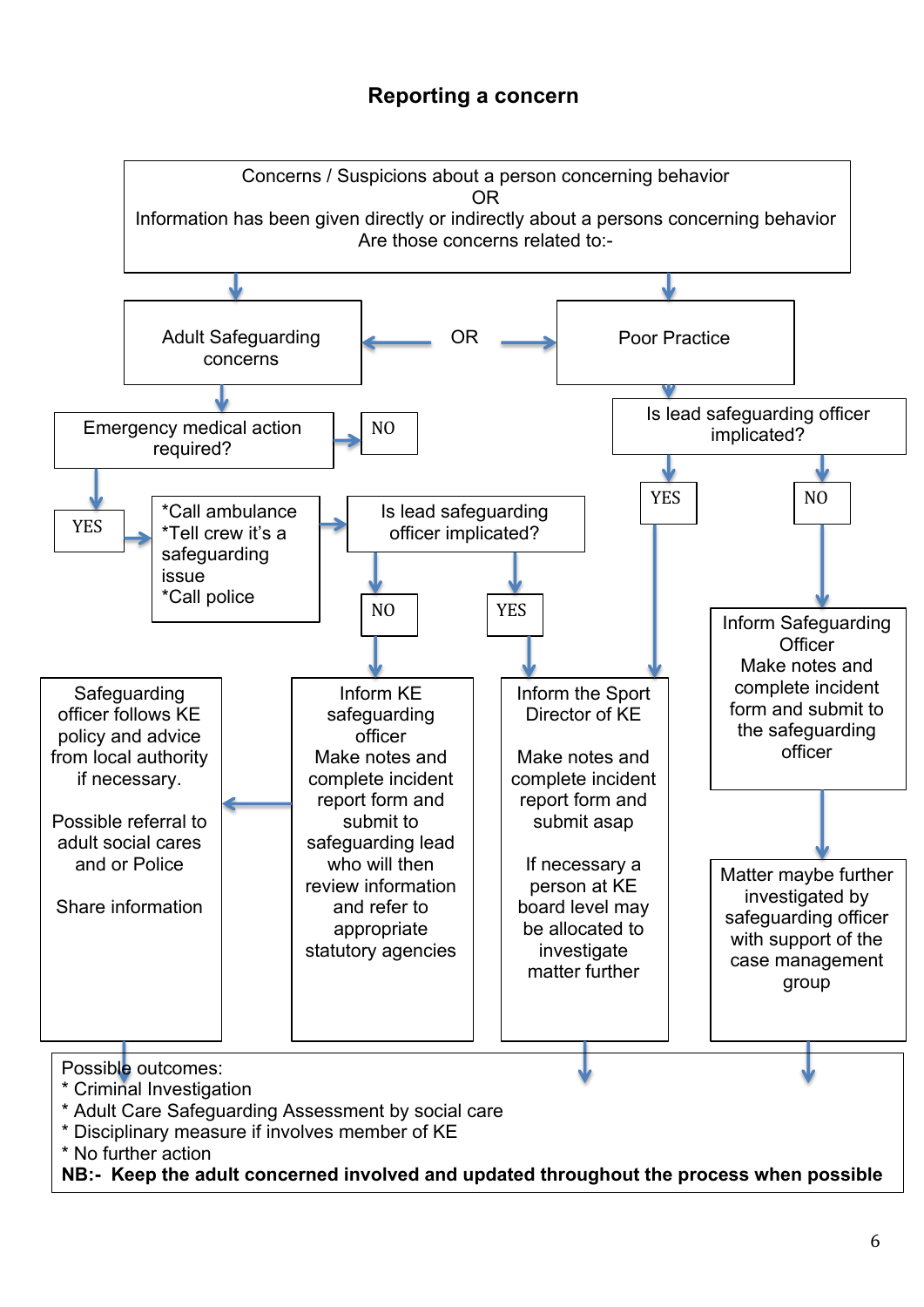## Reporting a concern

Concerns / Suspicions about a person concerning behavior
OR
Information has been given directly or indirectly about a persons concerning behavior
Are those concerns related to:-

Adult Safeguarding concerns

OR

Poor Practice

Emergency medical action required?

NO

YES

*Call ambulance
*Tell crew it's a safeguarding issue
*Call police

Is lead safeguarding officer implicated?

NO

YES

Is lead safeguarding officer implicated?

YES

NO

Safeguarding officer follows KE policy and advice from local authority if necessary.

Possible referral to adult social cares and or Police

Share information

Inform KE safeguarding officer
Make notes and complete incident report form and submit to safeguarding lead who will then review information and refer to appropriate statutory agencies

Inform the Sport Director of KE

Make notes and complete incident report form and submit asap

If necessary a person at KE board level may be allocated to investigate matter further

Inform Safeguarding Officer
Make notes and complete incident form and submit to the safeguarding officer

Matter maybe further investigated by safeguarding officer with support of the case management group

Possible outcomes:
* Criminal Investigation
* Adult Care Safeguarding Assessment by social care
* Disciplinary measure if involves member of KE
* No further action

**NB:- Keep the adult concerned involved and updated throughout the process when possible**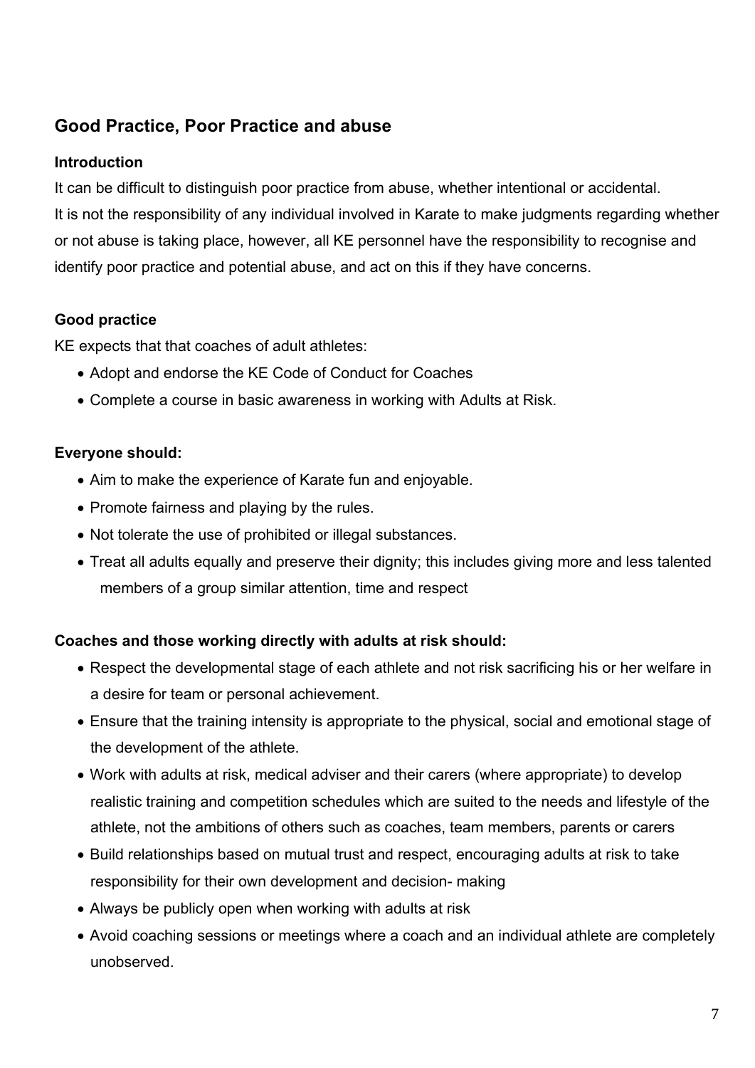## Good Practice, Poor Practice and abuse

### Introduction

It can be difficult to distinguish poor practice from abuse, whether intentional or accidental.
It is not the responsibility of any individual involved in Karate to make judgments regarding whether or not abuse is taking place, however, all KE personnel have the responsibility to recognise and identify poor practice and potential abuse, and act on this if they have concerns.

### Good practice

KE expects that that coaches of adult athletes:

- Adopt and endorse the KE Code of Conduct for Coaches
- Complete a course in basic awareness in working with Adults at Risk.

### Everyone should:

- Aim to make the experience of Karate fun and enjoyable.
- Promote fairness and playing by the rules.
- Not tolerate the use of prohibited or illegal substances.
- Treat all adults equally and preserve their dignity; this includes giving more and less talented members of a group similar attention, time and respect

### Coaches and those working directly with adults at risk should:

- Respect the developmental stage of each athlete and not risk sacrificing his or her welfare in a desire for team or personal achievement.
- Ensure that the training intensity is appropriate to the physical, social and emotional stage of the development of the athlete.
- Work with adults at risk, medical adviser and their carers (where appropriate) to develop realistic training and competition schedules which are suited to the needs and lifestyle of the athlete, not the ambitions of others such as coaches, team members, parents or carers
- Build relationships based on mutual trust and respect, encouraging adults at risk to take responsibility for their own development and decision- making
- Always be publicly open when working with adults at risk
- Avoid coaching sessions or meetings where a coach and an individual athlete are completely unobserved.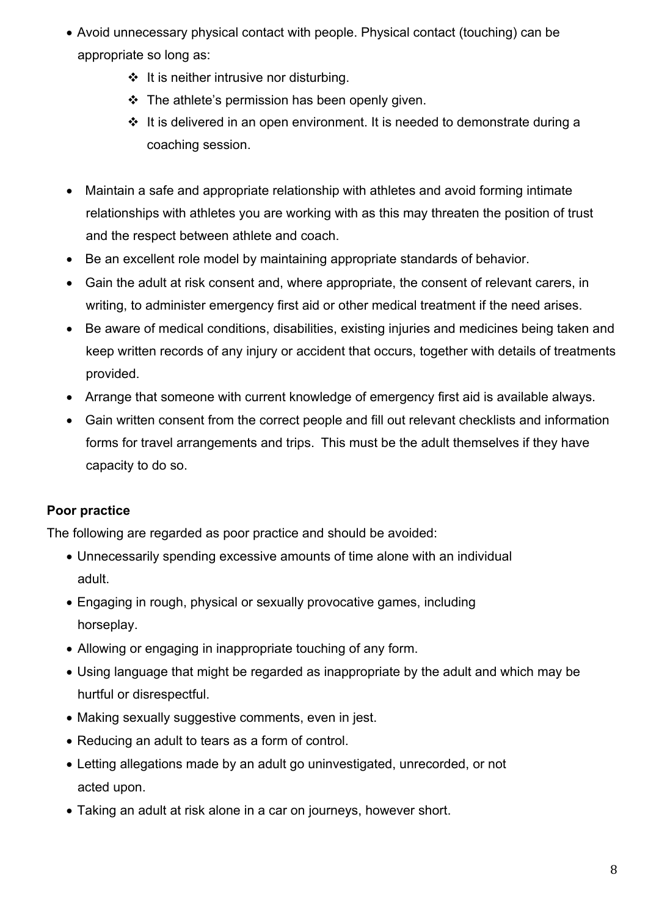- Avoid unnecessary physical contact with people. Physical contact (touching) can be appropriate so long as:
  - It is neither intrusive nor disturbing.
  - The athlete's permission has been openly given.
  - It is delivered in an open environment. It is needed to demonstrate during a coaching session.

- Maintain a safe and appropriate relationship with athletes and avoid forming intimate relationships with athletes you are working with as this may threaten the position of trust and the respect between athlete and coach.
- Be an excellent role model by maintaining appropriate standards of behavior.
- Gain the adult at risk consent and, where appropriate, the consent of relevant carers, in writing, to administer emergency first aid or other medical treatment if the need arises.
- Be aware of medical conditions, disabilities, existing injuries and medicines being taken and keep written records of any injury or accident that occurs, together with details of treatments provided.
- Arrange that someone with current knowledge of emergency first aid is available always.
- Gain written consent from the correct people and fill out relevant checklists and information forms for travel arrangements and trips. This must be the adult themselves if they have capacity to do so.

**Poor practice**

The following are regarded as poor practice and should be avoided:

- Unnecessarily spending excessive amounts of time alone with an individual adult.
- Engaging in rough, physical or sexually provocative games, including horseplay.
- Allowing or engaging in inappropriate touching of any form.
- Using language that might be regarded as inappropriate by the adult and which may be hurtful or disrespectful.
- Making sexually suggestive comments, even in jest.
- Reducing an adult to tears as a form of control.
- Letting allegations made by an adult go uninvestigated, unrecorded, or not acted upon.
- Taking an adult at risk alone in a car on journeys, however short.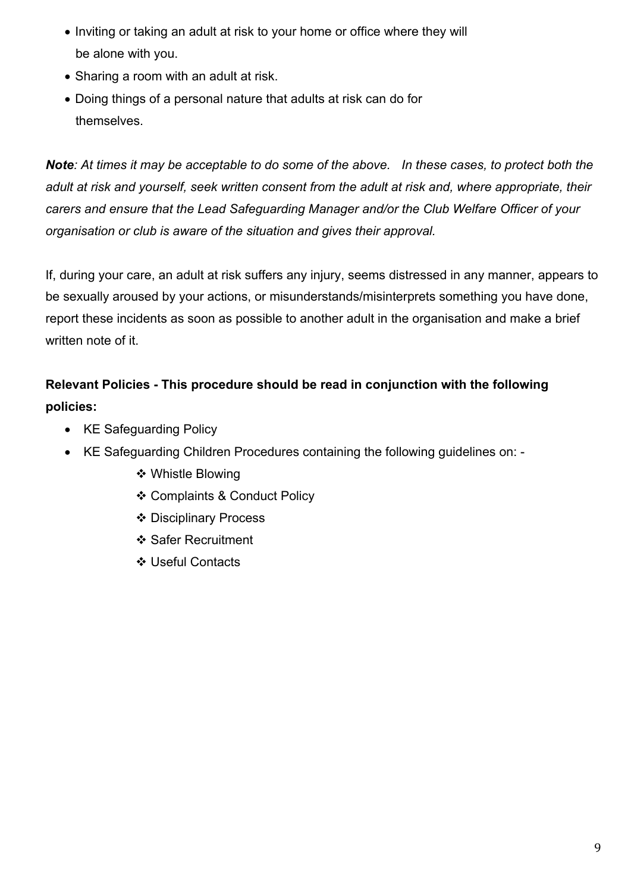- Inviting or taking an adult at risk to your home or office where they will be alone with you.
- Sharing a room with an adult at risk.
- Doing things of a personal nature that adults at risk can do for themselves.

***Note**: At times it may be acceptable to do some of the above. In these cases, to protect both the adult at risk and yourself, seek written consent from the adult at risk and, where appropriate, their carers and ensure that the Lead Safeguarding Manager and/or the Club Welfare Officer of your organisation or club is aware of the situation and gives their approval.*

If, during your care, an adult at risk suffers any injury, seems distressed in any manner, appears to be sexually aroused by your actions, or misunderstands/misinterprets something you have done, report these incidents as soon as possible to another adult in the organisation and make a brief written note of it.

**Relevant Policies - This procedure should be read in conjunction with the following policies:**

- KE Safeguarding Policy
- KE Safeguarding Children Procedures containing the following guidelines on: -
  - Whistle Blowing
  - Complaints & Conduct Policy
  - Disciplinary Process
  - Safer Recruitment
  - Useful Contacts